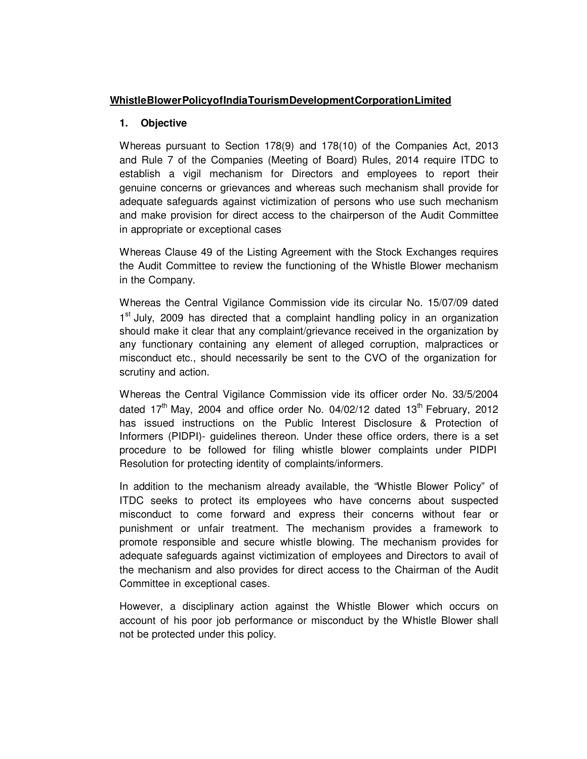**WhistleBlowerPolicyofIndiaTourismDevelopmentCorporationLimited**

## 1. Objective

Whereas pursuant to Section 178(9) and 178(10) of the Companies Act, 2013 and Rule 7 of the Companies (Meeting of Board) Rules, 2014 require ITDC to establish a vigil mechanism for Directors and employees to report their genuine concerns or grievances and whereas such mechanism shall provide for adequate safeguards against victimization of persons who use such mechanism and make provision for direct access to the chairperson of the Audit Committee in appropriate or exceptional cases

Whereas Clause 49 of the Listing Agreement with the Stock Exchanges requires the Audit Committee to review the functioning of the Whistle Blower mechanism in the Company.

Whereas the Central Vigilance Commission vide its circular No. 15/07/09 dated 1st July, 2009 has directed that a complaint handling policy in an organization should make it clear that any complaint/grievance received in the organization by any functionary containing any element of alleged corruption, malpractices or misconduct etc., should necessarily be sent to the CVO of the organization for scrutiny and action.

Whereas the Central Vigilance Commission vide its officer order No. 33/5/2004 dated 17th May, 2004 and office order No. 04/02/12 dated 13th February, 2012 has issued instructions on the Public Interest Disclosure & Protection of Informers (PIDPI)- guidelines thereon. Under these office orders, there is a set procedure to be followed for filing whistle blower complaints under PIDPI Resolution for protecting identity of complaints/informers.

In addition to the mechanism already available, the "Whistle Blower Policy" of ITDC seeks to protect its employees who have concerns about suspected misconduct to come forward and express their concerns without fear or punishment or unfair treatment. The mechanism provides a framework to promote responsible and secure whistle blowing. The mechanism provides for adequate safeguards against victimization of employees and Directors to avail of the mechanism and also provides for direct access to the Chairman of the Audit Committee in exceptional cases.

However, a disciplinary action against the Whistle Blower which occurs on account of his poor job performance or misconduct by the Whistle Blower shall not be protected under this policy.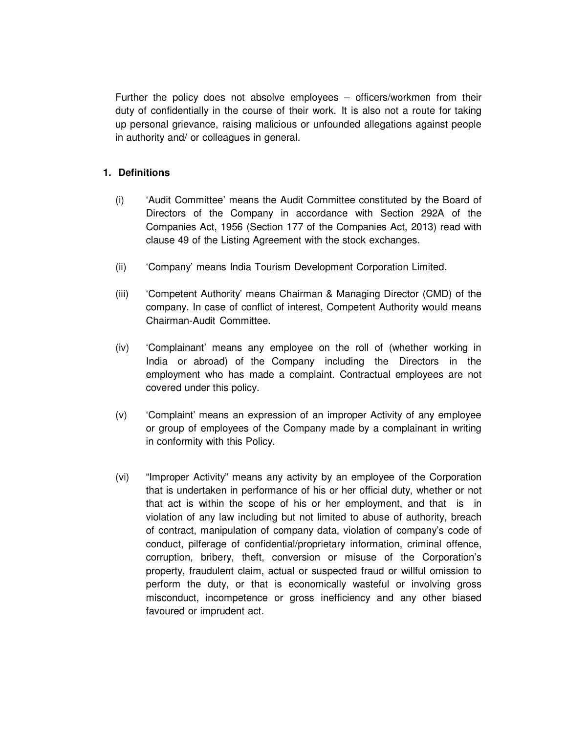Further the policy does not absolve employees – officers/workmen from their duty of confidentially in the course of their work. It is also not a route for taking up personal grievance, raising malicious or unfounded allegations against people in authority and/ or colleagues in general.

## 1. Definitions

(i) 'Audit Committee' means the Audit Committee constituted by the Board of Directors of the Company in accordance with Section 292A of the Companies Act, 1956 (Section 177 of the Companies Act, 2013) read with clause 49 of the Listing Agreement with the stock exchanges.

(ii) 'Company' means India Tourism Development Corporation Limited.

(iii) 'Competent Authority' means Chairman & Managing Director (CMD) of the company. In case of conflict of interest, Competent Authority would means Chairman-Audit Committee.

(iv) 'Complainant' means any employee on the roll of (whether working in India or abroad) of the Company including the Directors in the employment who has made a complaint. Contractual employees are not covered under this policy.

(v) 'Complaint' means an expression of an improper Activity of any employee or group of employees of the Company made by a complainant in writing in conformity with this Policy.

(vi) "Improper Activity" means any activity by an employee of the Corporation that is undertaken in performance of his or her official duty, whether or not that act is within the scope of his or her employment, and that is in violation of any law including but not limited to abuse of authority, breach of contract, manipulation of company data, violation of company's code of conduct, pilferage of confidential/proprietary information, criminal offence, corruption, bribery, theft, conversion or misuse of the Corporation's property, fraudulent claim, actual or suspected fraud or willful omission to perform the duty, or that is economically wasteful or involving gross misconduct, incompetence or gross inefficiency and any other biased favoured or imprudent act.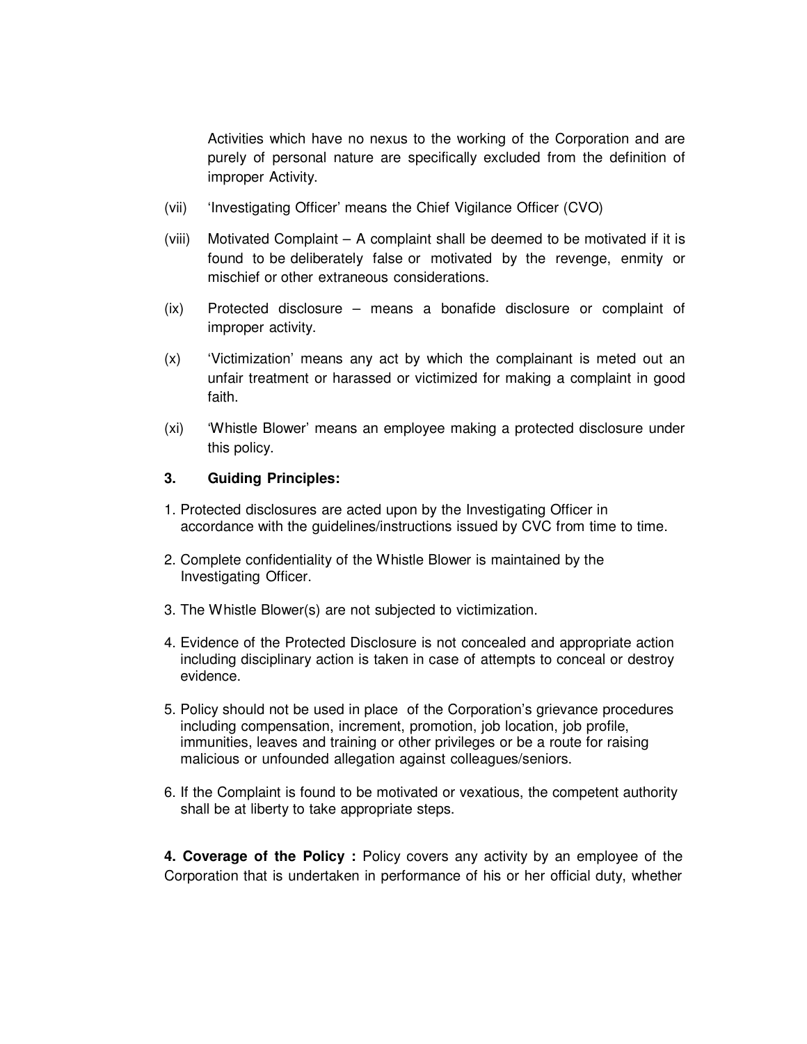Activities which have no nexus to the working of the Corporation and are purely of personal nature are specifically excluded from the definition of improper Activity.

(vii) 'Investigating Officer' means the Chief Vigilance Officer (CVO)

(viii) Motivated Complaint – A complaint shall be deemed to be motivated if it is found to be deliberately false or motivated by the revenge, enmity or mischief or other extraneous considerations.

(ix) Protected disclosure – means a bonafide disclosure or complaint of improper activity.

(x) 'Victimization' means any act by which the complainant is meted out an unfair treatment or harassed or victimized for making a complaint in good faith.

(xi) 'Whistle Blower' means an employee making a protected disclosure under this policy.

### 3. Guiding Principles:

1. Protected disclosures are acted upon by the Investigating Officer in accordance with the guidelines/instructions issued by CVC from time to time.
2. Complete confidentiality of the Whistle Blower is maintained by the Investigating Officer.
3. The Whistle Blower(s) are not subjected to victimization.
4. Evidence of the Protected Disclosure is not concealed and appropriate action including disciplinary action is taken in case of attempts to conceal or destroy evidence.
5. Policy should not be used in place of the Corporation's grievance procedures including compensation, increment, promotion, job location, job profile, immunities, leaves and training or other privileges or be a route for raising malicious or unfounded allegation against colleagues/seniors.
6. If the Complaint is found to be motivated or vexatious, the competent authority shall be at liberty to take appropriate steps.

**4. Coverage of the Policy :** Policy covers any activity by an employee of the Corporation that is undertaken in performance of his or her official duty, whether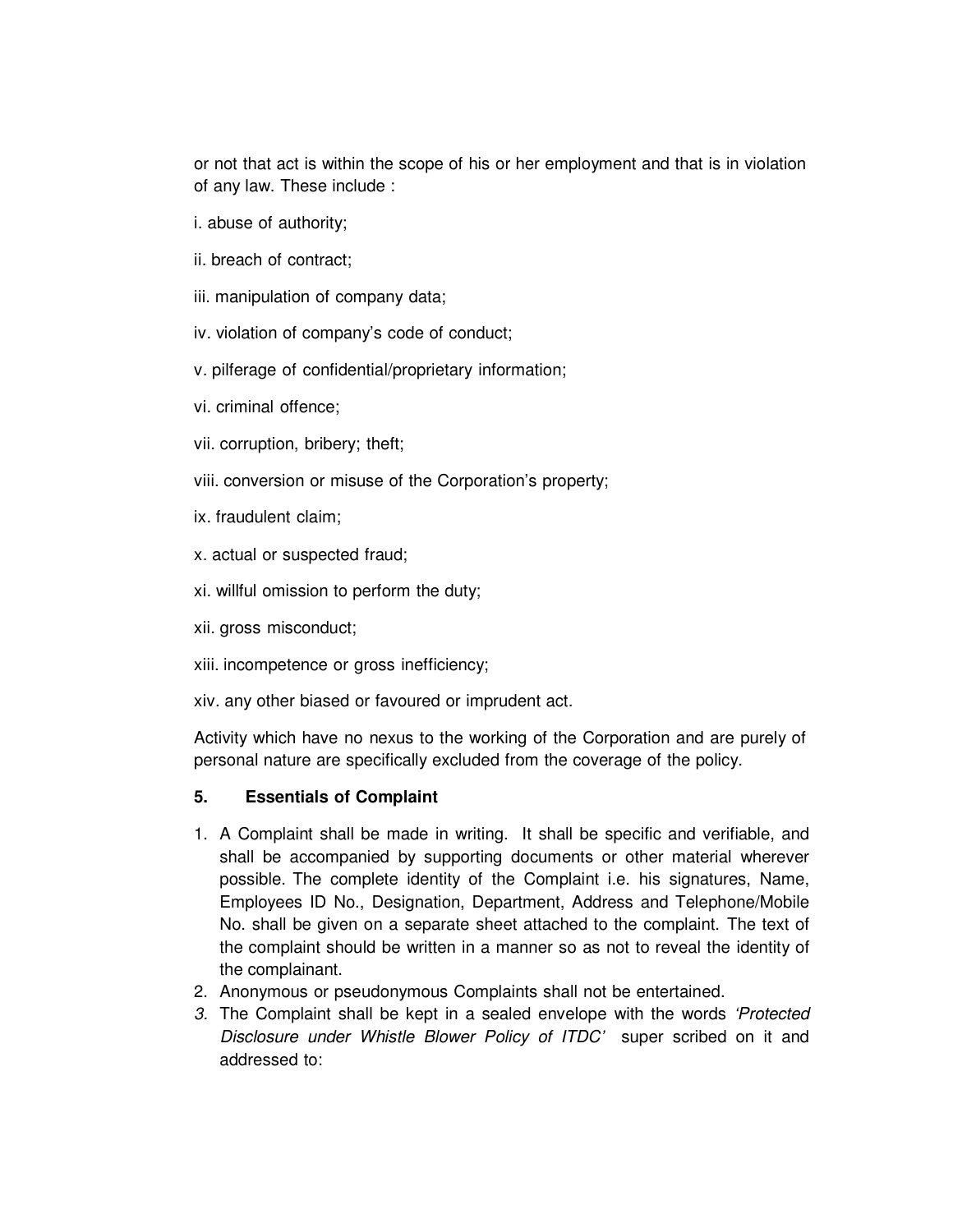or not that act is within the scope of his or her employment and that is in violation of any law. These include :

i. abuse of authority;

ii. breach of contract;

iii. manipulation of company data;

iv. violation of company's code of conduct;

v. pilferage of confidential/proprietary information;

vi. criminal offence;

vii. corruption, bribery; theft;

viii. conversion or misuse of the Corporation's property;

ix. fraudulent claim;

x. actual or suspected fraud;

xi. willful omission to perform the duty;

xii. gross misconduct;

xiii. incompetence or gross inefficiency;

xiv. any other biased or favoured or imprudent act.

Activity which have no nexus to the working of the Corporation and are purely of personal nature are specifically excluded from the coverage of the policy.

## 5. Essentials of Complaint

1. A Complaint shall be made in writing. It shall be specific and verifiable, and shall be accompanied by supporting documents or other material wherever possible. The complete identity of the Complaint i.e. his signatures, Name, Employees ID No., Designation, Department, Address and Telephone/Mobile No. shall be given on a separate sheet attached to the complaint. The text of the complaint should be written in a manner so as not to reveal the identity of the complainant.
2. Anonymous or pseudonymous Complaints shall not be entertained.
3. The Complaint shall be kept in a sealed envelope with the words *'Protected Disclosure under Whistle Blower Policy of ITDC'* super scribed on it and addressed to: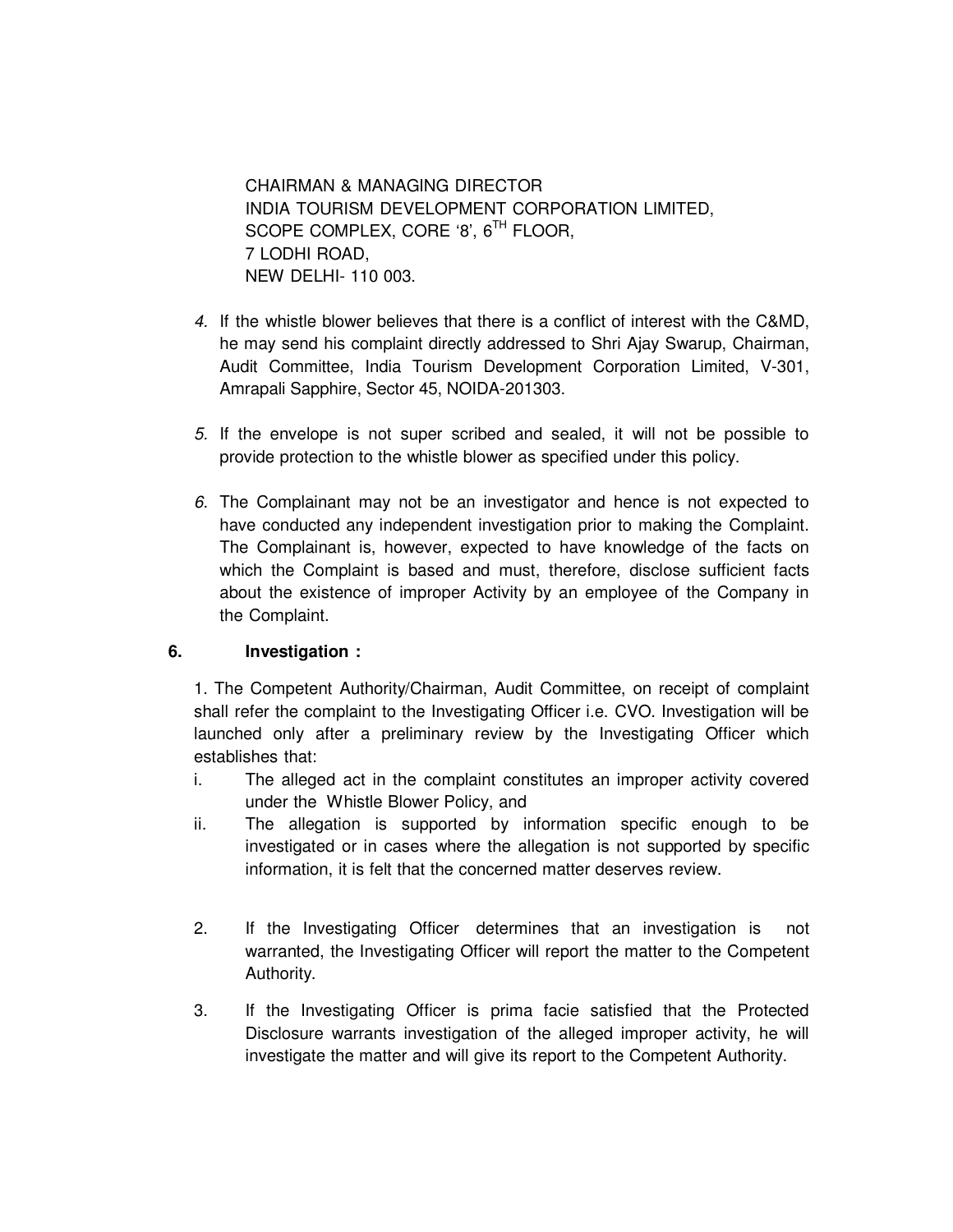CHAIRMAN & MANAGING DIRECTOR
INDIA TOURISM DEVELOPMENT CORPORATION LIMITED,
SCOPE COMPLEX, CORE '8', 6TH FLOOR,
7 LODHI ROAD,
NEW DELHI- 110 003.

4. If the whistle blower believes that there is a conflict of interest with the C&MD, he may send his complaint directly addressed to Shri Ajay Swarup, Chairman, Audit Committee, India Tourism Development Corporation Limited, V-301, Amrapali Sapphire, Sector 45, NOIDA-201303.

5. If the envelope is not super scribed and sealed, it will not be possible to provide protection to the whistle blower as specified under this policy.

6. The Complainant may not be an investigator and hence is not expected to have conducted any independent investigation prior to making the Complaint. The Complainant is, however, expected to have knowledge of the facts on which the Complaint is based and must, therefore, disclose sufficient facts about the existence of improper Activity by an employee of the Company in the Complaint.

## 6. Investigation :

1. The Competent Authority/Chairman, Audit Committee, on receipt of complaint shall refer the complaint to the Investigating Officer i.e. CVO. Investigation will be launched only after a preliminary review by the Investigating Officer which establishes that:

   i. The alleged act in the complaint constitutes an improper activity covered under the Whistle Blower Policy, and

   ii. The allegation is supported by information specific enough to be investigated or in cases where the allegation is not supported by specific information, it is felt that the concerned matter deserves review.

2. If the Investigating Officer determines that an investigation is not warranted, the Investigating Officer will report the matter to the Competent Authority.

3. If the Investigating Officer is prima facie satisfied that the Protected Disclosure warrants investigation of the alleged improper activity, he will investigate the matter and will give its report to the Competent Authority.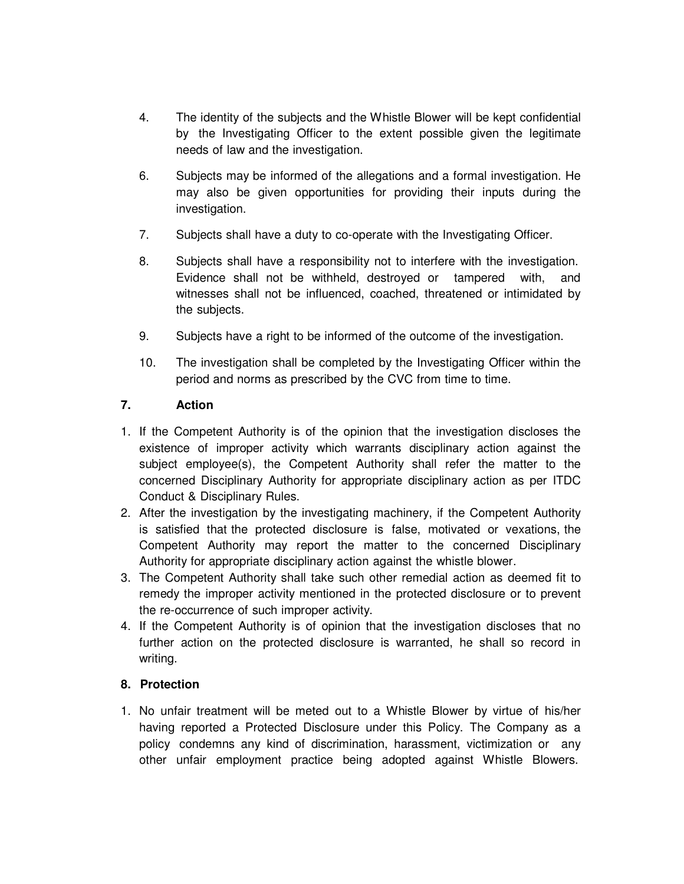4. The identity of the subjects and the Whistle Blower will be kept confidential by the Investigating Officer to the extent possible given the legitimate needs of law and the investigation.

6. Subjects may be informed of the allegations and a formal investigation. He may also be given opportunities for providing their inputs during the investigation.

7. Subjects shall have a duty to co-operate with the Investigating Officer.

8. Subjects shall have a responsibility not to interfere with the investigation. Evidence shall not be withheld, destroyed or tampered with, and witnesses shall not be influenced, coached, threatened or intimidated by the subjects.

9. Subjects have a right to be informed of the outcome of the investigation.

10. The investigation shall be completed by the Investigating Officer within the period and norms as prescribed by the CVC from time to time.

## 7. Action

1. If the Competent Authority is of the opinion that the investigation discloses the existence of improper activity which warrants disciplinary action against the subject employee(s), the Competent Authority shall refer the matter to the concerned Disciplinary Authority for appropriate disciplinary action as per ITDC Conduct & Disciplinary Rules.
2. After the investigation by the investigating machinery, if the Competent Authority is satisfied that the protected disclosure is false, motivated or vexations, the Competent Authority may report the matter to the concerned Disciplinary Authority for appropriate disciplinary action against the whistle blower.
3. The Competent Authority shall take such other remedial action as deemed fit to remedy the improper activity mentioned in the protected disclosure or to prevent the re-occurrence of such improper activity.
4. If the Competent Authority is of opinion that the investigation discloses that no further action on the protected disclosure is warranted, he shall so record in writing.

## 8. Protection

1. No unfair treatment will be meted out to a Whistle Blower by virtue of his/her having reported a Protected Disclosure under this Policy. The Company as a policy condemns any kind of discrimination, harassment, victimization or any other unfair employment practice being adopted against Whistle Blowers.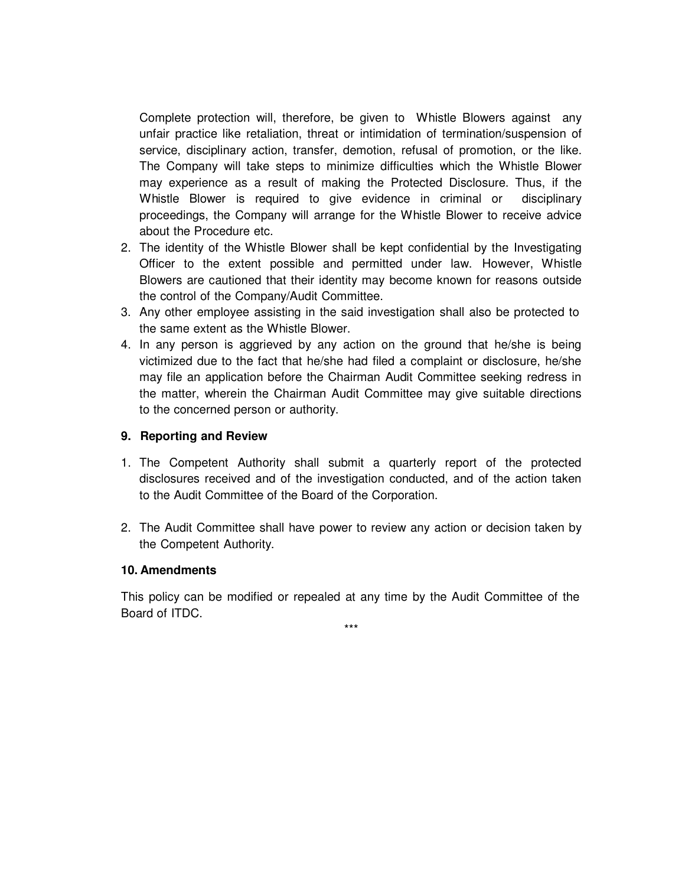Complete protection will, therefore, be given to Whistle Blowers against any unfair practice like retaliation, threat or intimidation of termination/suspension of service, disciplinary action, transfer, demotion, refusal of promotion, or the like. The Company will take steps to minimize difficulties which the Whistle Blower may experience as a result of making the Protected Disclosure. Thus, if the Whistle Blower is required to give evidence in criminal or disciplinary proceedings, the Company will arrange for the Whistle Blower to receive advice about the Procedure etc.

2. The identity of the Whistle Blower shall be kept confidential by the Investigating Officer to the extent possible and permitted under law. However, Whistle Blowers are cautioned that their identity may become known for reasons outside the control of the Company/Audit Committee.
3. Any other employee assisting in the said investigation shall also be protected to the same extent as the Whistle Blower.
4. In any person is aggrieved by any action on the ground that he/she is being victimized due to the fact that he/she had filed a complaint or disclosure, he/she may file an application before the Chairman Audit Committee seeking redress in the matter, wherein the Chairman Audit Committee may give suitable directions to the concerned person or authority.

### 9. Reporting and Review

1. The Competent Authority shall submit a quarterly report of the protected disclosures received and of the investigation conducted, and of the action taken to the Audit Committee of the Board of the Corporation.

2. The Audit Committee shall have power to review any action or decision taken by the Competent Authority.

### 10. Amendments

This policy can be modified or repealed at any time by the Audit Committee of the Board of ITDC.

***